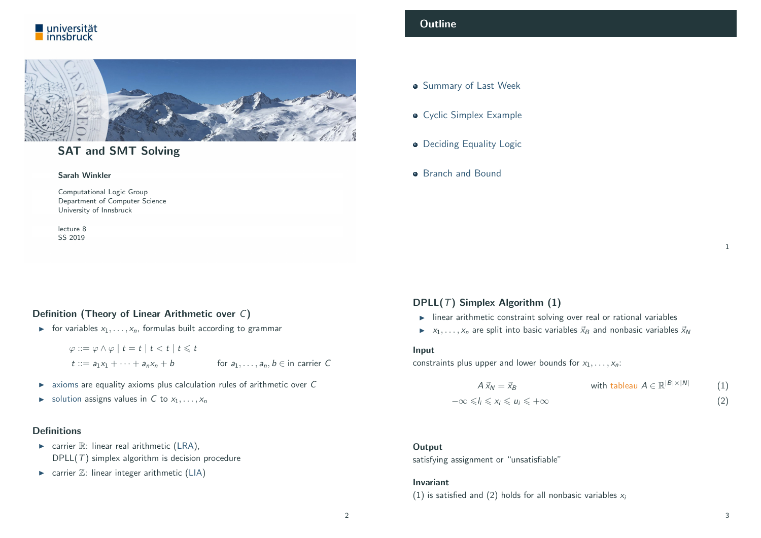universität innsbruck

# SAT and SMT Solving

**Sarah Winkler**

Computational Logic Group
Department of Computer Science
University of Innsbruck

lecture 8
SS 2019

## Outline

- Summary of Last Week
- Cyclic Simplex Example
- Deciding Equality Logic
- Branch and Bound

### Definition (Theory of Linear Arithmetic over $C$)

- for variables $x_1, \ldots, x_n$, formulas built according to grammar

$$\varphi ::= \varphi \wedge \varphi \mid t = t \mid t < t \mid t \leqslant t$$

$$t ::= a_1 x_1 + \cdots + a_n x_n + b \qquad \text{for } a_1, \ldots, a_n, b \in \text{ in carrier } C$$

- axioms are equality axioms plus calculation rules of arithmetic over $C$
- solution assigns values in $C$ to $x_1, \ldots, x_n$

### Definitions

- carrier $\mathbb{R}$: linear real arithmetic (LRA), DPLL($T$) simplex algorithm is decision procedure
- carrier $\mathbb{Z}$: linear integer arithmetic (LIA)

### DPLL($T$) Simplex Algorithm (1)

- linear arithmetic constraint solving over real or rational variables
- $x_1, \ldots, x_n$ are split into basic variables $\vec{x}_B$ and nonbasic variables $\vec{x}_N$

**Input**

constraints plus upper and lower bounds for $x_1, \ldots, x_n$:

$$A\,\vec{x}_N = \vec{x}_B \qquad \text{with tableau } A \in \mathbb{R}^{|B| \times |N|} \qquad (1)$$

$$-\infty \leqslant l_i \leqslant x_i \leqslant u_i \leqslant +\infty \qquad (2)$$

**Output**

satisfying assignment or "unsatisfiable"

**Invariant**

(1) is satisfied and (2) holds for all nonbasic variables $x_i$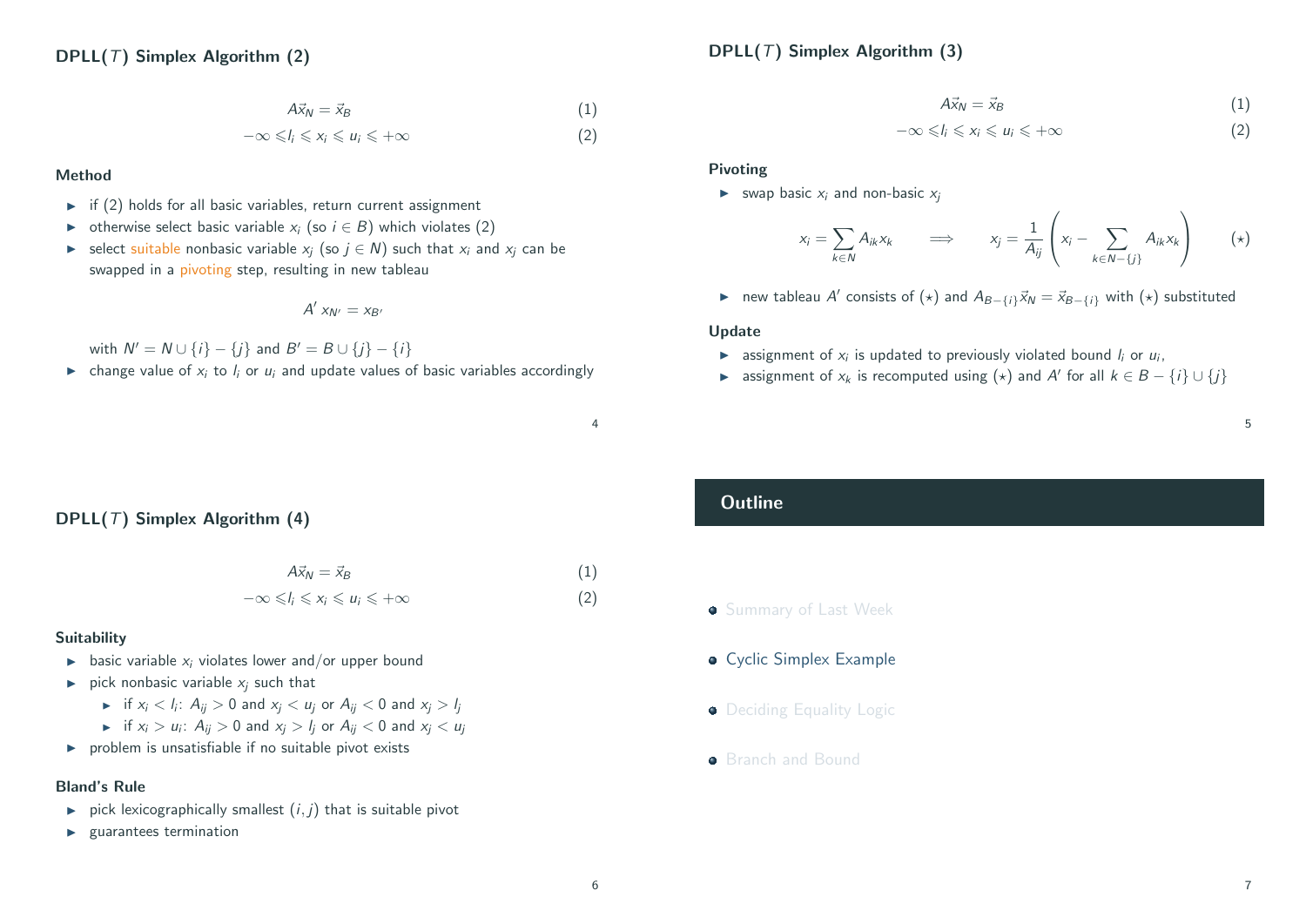## DPLL($T$) Simplex Algorithm (2)

$$A\vec{x}_N = \vec{x}_B \quad (1)$$

$$-\infty \leqslant l_i \leqslant x_i \leqslant u_i \leqslant +\infty \quad (2)$$

### Method

- if (2) holds for all basic variables, return current assignment
- otherwise select basic variable $x_i$ (so $i \in B$) which violates (2)
- select suitable nonbasic variable $x_j$ (so $j \in N$) such that $x_i$ and $x_j$ can be swapped in a pivoting step, resulting in new tableau

$$A' \, x_{N'} = x_{B'}$$

with $N' = N \cup \{i\} - \{j\}$ and $B' = B \cup \{j\} - \{i\}$

- change value of $x_i$ to $l_i$ or $u_i$ and update values of basic variables accordingly

## DPLL($T$) Simplex Algorithm (3)

$$A\vec{x}_N = \vec{x}_B \quad (1)$$

$$-\infty \leqslant l_i \leqslant x_i \leqslant u_i \leqslant +\infty \quad (2)$$

### Pivoting

- swap basic $x_i$ and non-basic $x_j$

$$x_i = \sum_{k \in N} A_{ik} x_k \qquad \Longrightarrow \qquad x_j = \frac{1}{A_{ij}} \left( x_i - \sum_{k \in N - \{j\}} A_{ik} x_k \right) \qquad (\star)$$

- new tableau $A'$ consists of $(\star)$ and $A_{B-\{i\}}\vec{x}_N = \vec{x}_{B-\{i\}}$ with $(\star)$ substituted

### Update

- assignment of $x_i$ is updated to previously violated bound $l_i$ or $u_i$,
- assignment of $x_k$ is recomputed using $(\star)$ and $A'$ for all $k \in B - \{i\} \cup \{j\}$

## DPLL($T$) Simplex Algorithm (4)

$$A\vec{x}_N = \vec{x}_B \quad (1)$$

$$-\infty \leqslant l_i \leqslant x_i \leqslant u_i \leqslant +\infty \quad (2)$$

### Suitability

- basic variable $x_i$ violates lower and/or upper bound
- pick nonbasic variable $x_j$ such that
  - if $x_i < l_i$: $A_{ij} > 0$ and $x_j < u_j$ or $A_{ij} < 0$ and $x_j > l_j$
  - if $x_i > u_i$: $A_{ij} > 0$ and $x_j > l_j$ or $A_{ij} < 0$ and $x_j < u_j$
- problem is unsatisfiable if no suitable pivot exists

### Bland's Rule

- pick lexicographically smallest $(i, j)$ that is suitable pivot
- guarantees termination

## Outline

- Summary of Last Week
- Cyclic Simplex Example
- Deciding Equality Logic
- Branch and Bound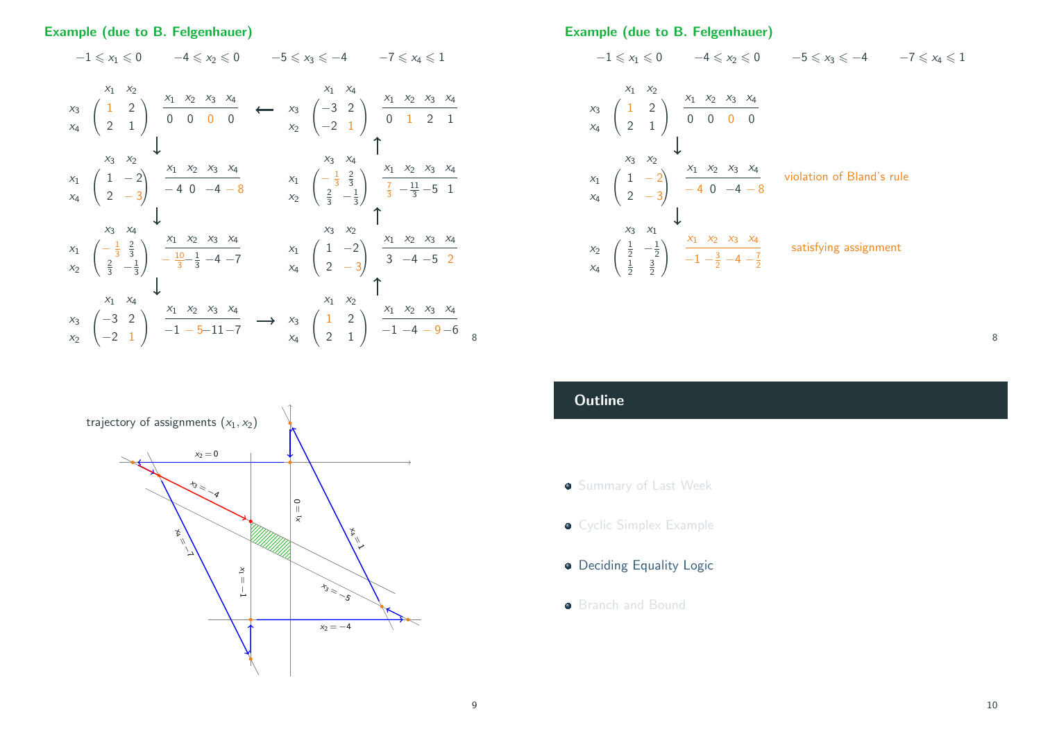## Example (due to B. Felgenhauer)

$-1 \leqslant x_1 \leqslant 0 \qquad -4 \leqslant x_2 \leqslant 0 \qquad -5 \leqslant x_3 \leqslant -4 \qquad -7 \leqslant x_4 \leqslant 1$

Tableau 1 (basic $x_3, x_4$; nonbasic $x_1, x_2$):

$$\begin{array}{c} \\ x_3 \\ x_4 \end{array}\begin{array}{c} x_1 \quad x_2 \\ \begin{pmatrix} 1 & 2 \\ 2 & 1 \end{pmatrix} \end{array} \qquad \begin{array}{cccc} x_1 & x_2 & x_3 & x_4 \\ \hline 0 & 0 & 0 & 0 \end{array}$$

↓

Tableau 2 (basic $x_1, x_4$; nonbasic $x_3, x_2$):

$$\begin{array}{c} \\ x_1 \\ x_4 \end{array}\begin{array}{c} x_3 \quad x_2 \\ \begin{pmatrix} 1 & -2 \\ 2 & -3 \end{pmatrix} \end{array} \qquad \begin{array}{cccc} x_1 & x_2 & x_3 & x_4 \\ \hline -4 & 0 & -4 & -8 \end{array}$$

↓

Tableau 3 (basic $x_1, x_2$; nonbasic $x_3, x_4$):

$$\begin{array}{c} \\ x_1 \\ x_2 \end{array}\begin{array}{c} x_3 \quad x_4 \\ \begin{pmatrix} -\frac{1}{3} & \frac{2}{3} \\ \frac{2}{3} & -\frac{1}{3} \end{pmatrix} \end{array} \qquad \begin{array}{cccc} x_1 & x_2 & x_3 & x_4 \\ \hline -\frac{10}{3} & -\frac{1}{3} & -4 & -7 \end{array}$$

↓

Tableau 4 (basic $x_3, x_2$; nonbasic $x_1, x_4$):

$$\begin{array}{c} \\ x_3 \\ x_2 \end{array}\begin{array}{c} x_1 \quad x_4 \\ \begin{pmatrix} -3 & 2 \\ -2 & 1 \end{pmatrix} \end{array} \qquad \begin{array}{cccc} x_1 & x_2 & x_3 & x_4 \\ \hline -1 & -5 & -11 & -7 \end{array}$$

⟶

Tableau 5 (basic $x_3, x_4$; nonbasic $x_1, x_2$):

$$\begin{array}{c} \\ x_3 \\ x_4 \end{array}\begin{array}{c} x_1 \quad x_2 \\ \begin{pmatrix} 1 & 2 \\ 2 & 1 \end{pmatrix} \end{array} \qquad \begin{array}{cccc} x_1 & x_2 & x_3 & x_4 \\ \hline -1 & -4 & -9 & -6 \end{array}$$

↑

Tableau 6 (basic $x_1, x_4$; nonbasic $x_3, x_2$):

$$\begin{array}{c} \\ x_1 \\ x_4 \end{array}\begin{array}{c} x_3 \quad x_2 \\ \begin{pmatrix} 1 & -2 \\ 2 & -3 \end{pmatrix} \end{array} \qquad \begin{array}{cccc} x_1 & x_2 & x_3 & x_4 \\ \hline 3 & -4 & -5 & 2 \end{array}$$

↑

Tableau 7 (basic $x_1, x_2$; nonbasic $x_3, x_4$):

$$\begin{array}{c} \\ x_1 \\ x_2 \end{array}\begin{array}{c} x_3 \quad x_4 \\ \begin{pmatrix} -\frac{1}{3} & \frac{2}{3} \\ \frac{2}{3} & -\frac{1}{3} \end{pmatrix} \end{array} \qquad \begin{array}{cccc} x_1 & x_2 & x_3 & x_4 \\ \hline \frac{7}{3} & -\frac{11}{3} & -5 & 1 \end{array}$$

↑

Tableau 8 (basic $x_3, x_2$; nonbasic $x_1, x_4$):

$$\begin{array}{c} \\ x_3 \\ x_2 \end{array}\begin{array}{c} x_1 \quad x_4 \\ \begin{pmatrix} -3 & 2 \\ -2 & 1 \end{pmatrix} \end{array} \qquad \begin{array}{cccc} x_1 & x_2 & x_3 & x_4 \\ \hline 0 & 1 & 2 & 1 \end{array}$$

⟵ (back to Tableau 1)

trajectory of assignments $(x_1, x_2)$

## Example (due to B. Felgenhauer)

$-1 \leqslant x_1 \leqslant 0 \qquad -4 \leqslant x_2 \leqslant 0 \qquad -5 \leqslant x_3 \leqslant -4 \qquad -7 \leqslant x_4 \leqslant 1$

$$\begin{array}{c} \\ x_3 \\ x_4 \end{array}\begin{array}{c} x_1 \quad x_2 \\ \begin{pmatrix} 1 & 2 \\ 2 & 1 \end{pmatrix} \end{array} \qquad \begin{array}{cccc} x_1 & x_2 & x_3 & x_4 \\ \hline 0 & 0 & 0 & 0 \end{array}$$

↓

$$\begin{array}{c} \\ x_1 \\ x_4 \end{array}\begin{array}{c} x_3 \quad x_2 \\ \begin{pmatrix} 1 & -2 \\ 2 & -3 \end{pmatrix} \end{array} \qquad \begin{array}{cccc} x_1 & x_2 & x_3 & x_4 \\ \hline -4 & 0 & -4 & -8 \end{array}$$

violation of Bland's rule

↓

$$\begin{array}{c} \\ x_2 \\ x_4 \end{array}\begin{array}{c} x_3 \quad x_1 \\ \begin{pmatrix} \frac{1}{2} & -\frac{1}{2} \\ \frac{1}{2} & \frac{3}{2} \end{pmatrix} \end{array} \qquad \begin{array}{cccc} x_1 & x_2 & x_3 & x_4 \\ \hline -1 & -\frac{3}{2} & -4 & -\frac{7}{2} \end{array}$$

satisfying assignment

## Outline

- Summary of Last Week
- Cyclic Simplex Example
- Deciding Equality Logic
- Branch and Bound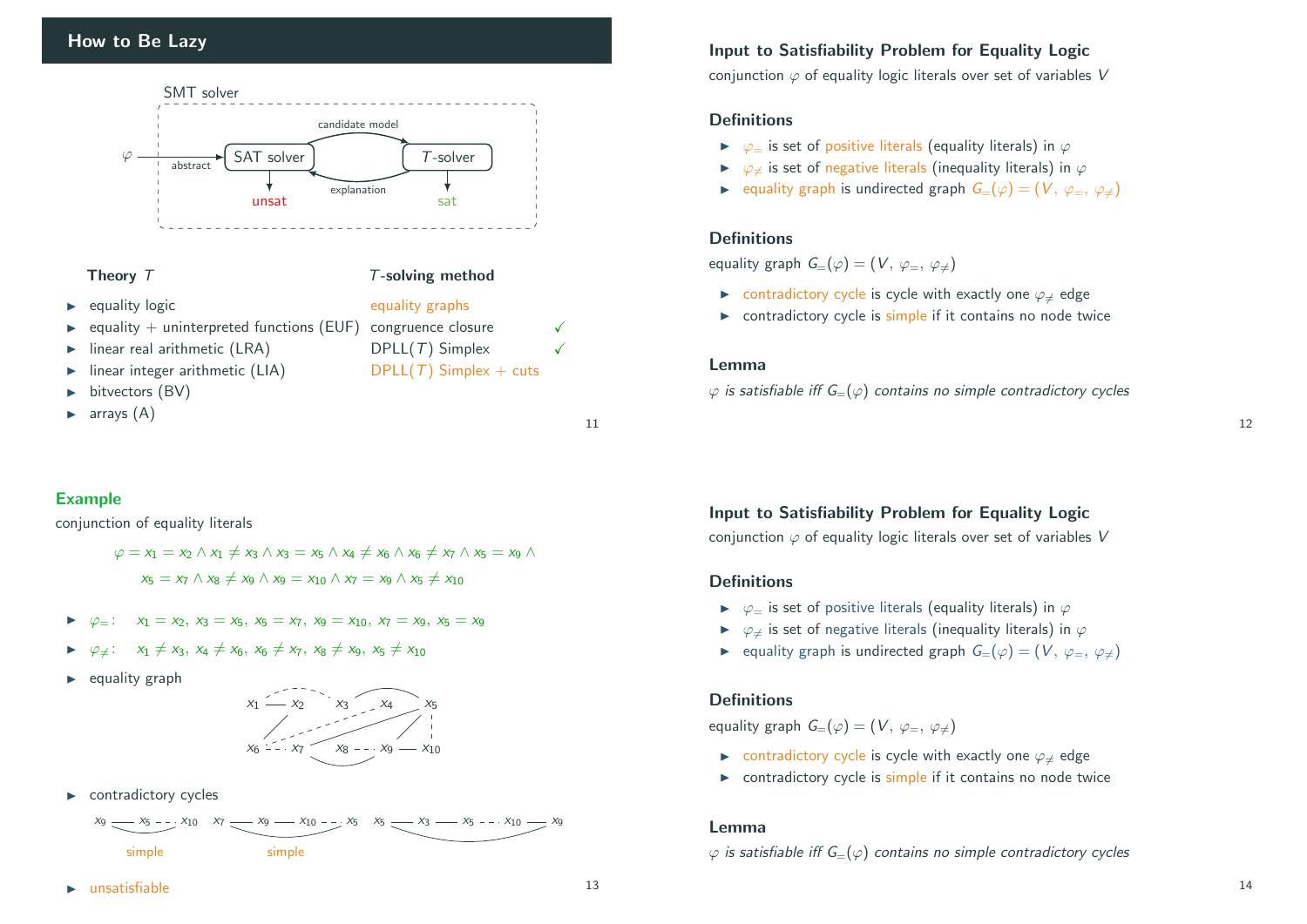## How to Be Lazy

SMT solver

$\varphi$ → abstract → SAT solver → candidate model → $T$-solver; $T$-solver → explanation → SAT solver; SAT solver → unsat; $T$-solver → sat

| Theory $T$ | $T$-solving method | |
|---|---|---|
| equality logic | equality graphs | |
| equality + uninterpreted functions (EUF) | congruence closure | ✓ |
| linear real arithmetic (LRA) | DPLL($T$) Simplex | ✓ |
| linear integer arithmetic (LIA) | DPLL($T$) Simplex + cuts | |
| bitvectors (BV) | | |
| arrays (A) | | |

## Input to Satisfiability Problem for Equality Logic

conjunction $\varphi$ of equality logic literals over set of variables $V$

### Definitions

- $\varphi_=$ is set of positive literals (equality literals) in $\varphi$
- $\varphi_{\neq}$ is set of negative literals (inequality literals) in $\varphi$
- equality graph is undirected graph $G_=(\varphi) = (V,\ \varphi_=,\ \varphi_{\neq})$

### Definitions

equality graph $G_=(\varphi) = (V,\ \varphi_=,\ \varphi_{\neq})$

- contradictory cycle is cycle with exactly one $\varphi_{\neq}$ edge
- contradictory cycle is simple if it contains no node twice

### Lemma

*$\varphi$ is satisfiable iff $G_=(\varphi)$ contains no simple contradictory cycles*

### Example

conjunction of equality literals

$$\varphi = x_1 = x_2 \wedge x_1 \neq x_3 \wedge x_3 = x_5 \wedge x_4 \neq x_6 \wedge x_6 \neq x_7 \wedge x_5 = x_9 \wedge$$
$$x_5 = x_7 \wedge x_8 \neq x_9 \wedge x_9 = x_{10} \wedge x_7 = x_9 \wedge x_5 \neq x_{10}$$

- $\varphi_=$: $\quad x_1 = x_2,\ x_3 = x_5,\ x_5 = x_7,\ x_9 = x_{10},\ x_7 = x_9,\ x_5 = x_9$
- $\varphi_{\neq}$: $\quad x_1 \neq x_3,\ x_4 \neq x_6,\ x_6 \neq x_7,\ x_8 \neq x_9,\ x_5 \neq x_{10}$
- equality graph
- contradictory cycles

  $x_9$ — $x_5$ - - $x_{10}$ (simple) $\quad$ $x_7$ — $x_9$ — $x_{10}$ - - $x_5$ (simple) $\quad$ $x_5$ — $x_3$ — $x_5$ - - $x_{10}$ — $x_9$

- unsatisfiable

## Input to Satisfiability Problem for Equality Logic

conjunction $\varphi$ of equality logic literals over set of variables $V$

### Definitions

- $\varphi_=$ is set of positive literals (equality literals) in $\varphi$
- $\varphi_{\neq}$ is set of negative literals (inequality literals) in $\varphi$
- equality graph is undirected graph $G_=(\varphi) = (V,\ \varphi_=,\ \varphi_{\neq})$

### Definitions

equality graph $G_=(\varphi) = (V,\ \varphi_=,\ \varphi_{\neq})$

- contradictory cycle is cycle with exactly one $\varphi_{\neq}$ edge
- contradictory cycle is simple if it contains no node twice

### Lemma

*$\varphi$ is satisfiable iff $G_=(\varphi)$ contains no simple contradictory cycles*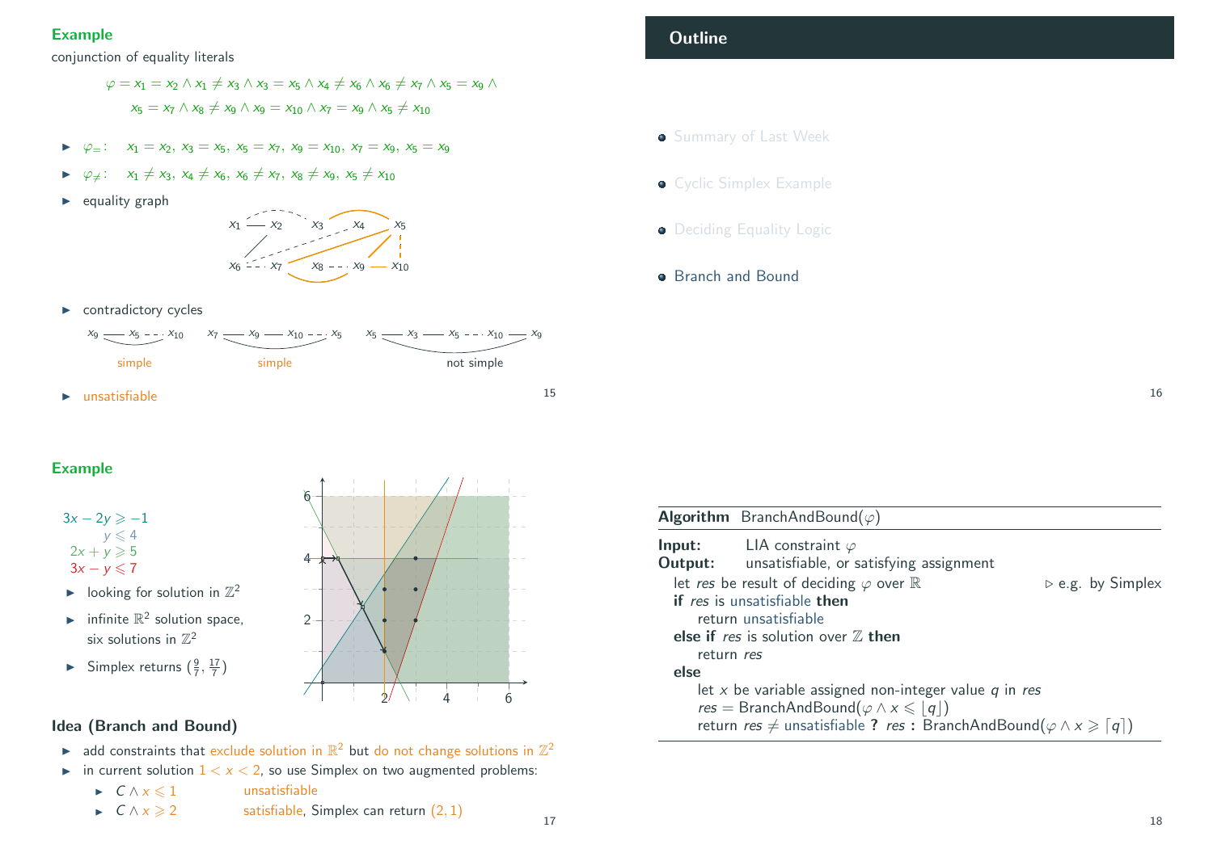### Example

conjunction of equality literals

$$\varphi = x_1 = x_2 \wedge x_1 \neq x_3 \wedge x_3 = x_5 \wedge x_4 \neq x_6 \wedge x_6 \neq x_7 \wedge x_5 = x_9 \wedge$$
$$x_5 = x_7 \wedge x_8 \neq x_9 \wedge x_9 = x_{10} \wedge x_7 = x_9 \wedge x_5 \neq x_{10}$$

- $\varphi_=$: $x_1 = x_2,\ x_3 = x_5,\ x_5 = x_7,\ x_9 = x_{10},\ x_7 = x_9,\ x_5 = x_9$
- $\varphi_{\neq}$: $x_1 \neq x_3,\ x_4 \neq x_6,\ x_6 \neq x_7,\ x_8 \neq x_9,\ x_5 \neq x_{10}$
- equality graph
- contradictory cycles
  - $x_9 — x_5 - - x_{10}$ (simple)
  - $x_7 — x_9 — x_{10} - - x_5$ (simple)
  - $x_5 — x_3 — x_5 - - x_{10} — x_9$ (not simple)
- unsatisfiable

## Outline

- Summary of Last Week
- Cyclic Simplex Example
- Deciding Equality Logic
- Branch and Bound

### Example

$$3x - 2y \geqslant -1$$
$$y \leqslant 4$$
$$2x + y \geqslant 5$$
$$3x - y \leqslant 7$$

- looking for solution in $\mathbb{Z}^2$
- infinite $\mathbb{R}^2$ solution space, six solutions in $\mathbb{Z}^2$
- Simplex returns $(\frac{9}{7}, \frac{17}{7})$

### Idea (Branch and Bound)

- add constraints that exclude solution in $\mathbb{R}^2$ but do not change solutions in $\mathbb{Z}^2$
- in current solution $1 < x < 2$, so use Simplex on two augmented problems:
  - $C \wedge x \leqslant 1$ — unsatisfiable
  - $C \wedge x \geqslant 2$ — satisfiable, Simplex can return $(2, 1)$

**Algorithm** BranchAndBound($\varphi$)

**Input:** LIA constraint $\varphi$
**Output:** unsatisfiable, or satisfying assignment

```
let res be result of deciding φ over ℝ                ▷ e.g. by Simplex
if res is unsatisfiable then
    return unsatisfiable
else if res is solution over ℤ then
    return res
else
    let x be variable assigned non-integer value q in res
    res = BranchAndBound(φ ∧ x ⩽ ⌊q⌋)
    return res ≠ unsatisfiable ? res : BranchAndBound(φ ∧ x ⩾ ⌈q⌉)
```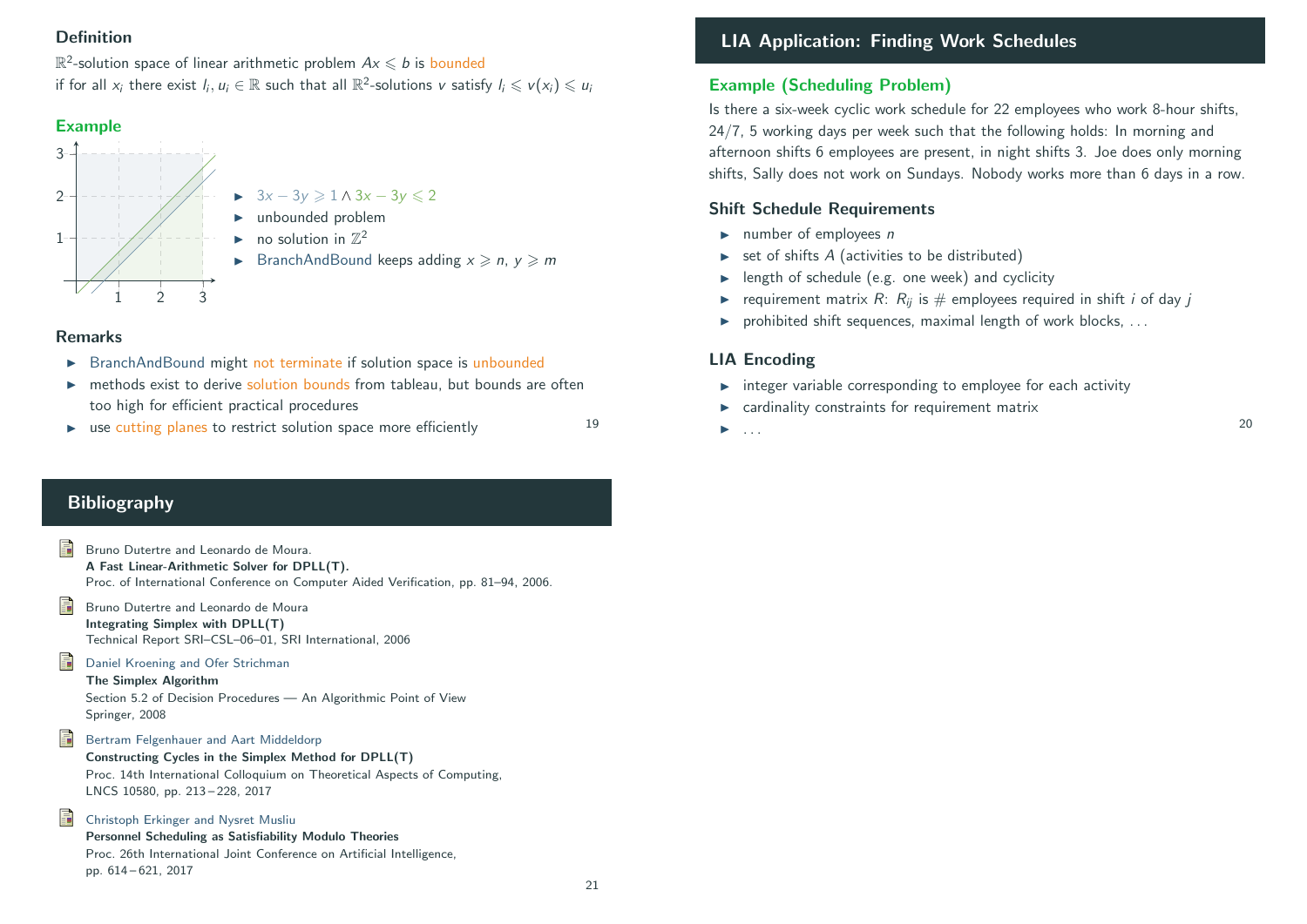### Definition

$\mathbb{R}^2$-solution space of linear arithmetic problem $Ax \leqslant b$ is bounded if for all $x_i$ there exist $l_i, u_i \in \mathbb{R}$ such that all $\mathbb{R}^2$-solutions $v$ satisfy $l_i \leqslant v(x_i) \leqslant u_i$

### Example

3
2
1
1 2 3

- $3x - 3y \geqslant 1 \wedge 3x - 3y \leqslant 2$
- unbounded problem
- no solution in $\mathbb{Z}^2$
- BranchAndBound keeps adding $x \geqslant n$, $y \geqslant m$

### Remarks

- BranchAndBound might not terminate if solution space is unbounded
- methods exist to derive solution bounds from tableau, but bounds are often too high for efficient practical procedures
- use cutting planes to restrict solution space more efficiently

## LIA Application: Finding Work Schedules

### Example (Scheduling Problem)

Is there a six-week cyclic work schedule for 22 employees who work 8-hour shifts, 24/7, 5 working days per week such that the following holds: In morning and afternoon shifts 6 employees are present, in night shifts 3. Joe does only morning shifts, Sally does not work on Sundays. Nobody works more than 6 days in a row.

### Shift Schedule Requirements

- number of employees $n$
- set of shifts $A$ (activities to be distributed)
- length of schedule (e.g. one week) and cyclicity
- requirement matrix $R$: $R_{ij}$ is # employees required in shift $i$ of day $j$
- prohibited shift sequences, maximal length of work blocks, ...

### LIA Encoding

- integer variable corresponding to employee for each activity
- cardinality constraints for requirement matrix
- ...

## Bibliography

- Bruno Dutertre and Leonardo de Moura.
  **A Fast Linear-Arithmetic Solver for DPLL(T).**
  Proc. of International Conference on Computer Aided Verification, pp. 81–94, 2006.
- Bruno Dutertre and Leonardo de Moura
  **Integrating Simplex with DPLL(T)**
  Technical Report SRI–CSL–06–01, SRI International, 2006
- Daniel Kroening and Ofer Strichman
  **The Simplex Algorithm**
  Section 5.2 of Decision Procedures — An Algorithmic Point of View
  Springer, 2008
- Bertram Felgenhauer and Aart Middeldorp
  **Constructing Cycles in the Simplex Method for DPLL(T)**
  Proc. 14th International Colloquium on Theoretical Aspects of Computing, LNCS 10580, pp. 213 – 228, 2017
- Christoph Erkinger and Nysret Musliu
  **Personnel Scheduling as Satisfiability Modulo Theories**
  Proc. 26th International Joint Conference on Artificial Intelligence, pp. 614 – 621, 2017